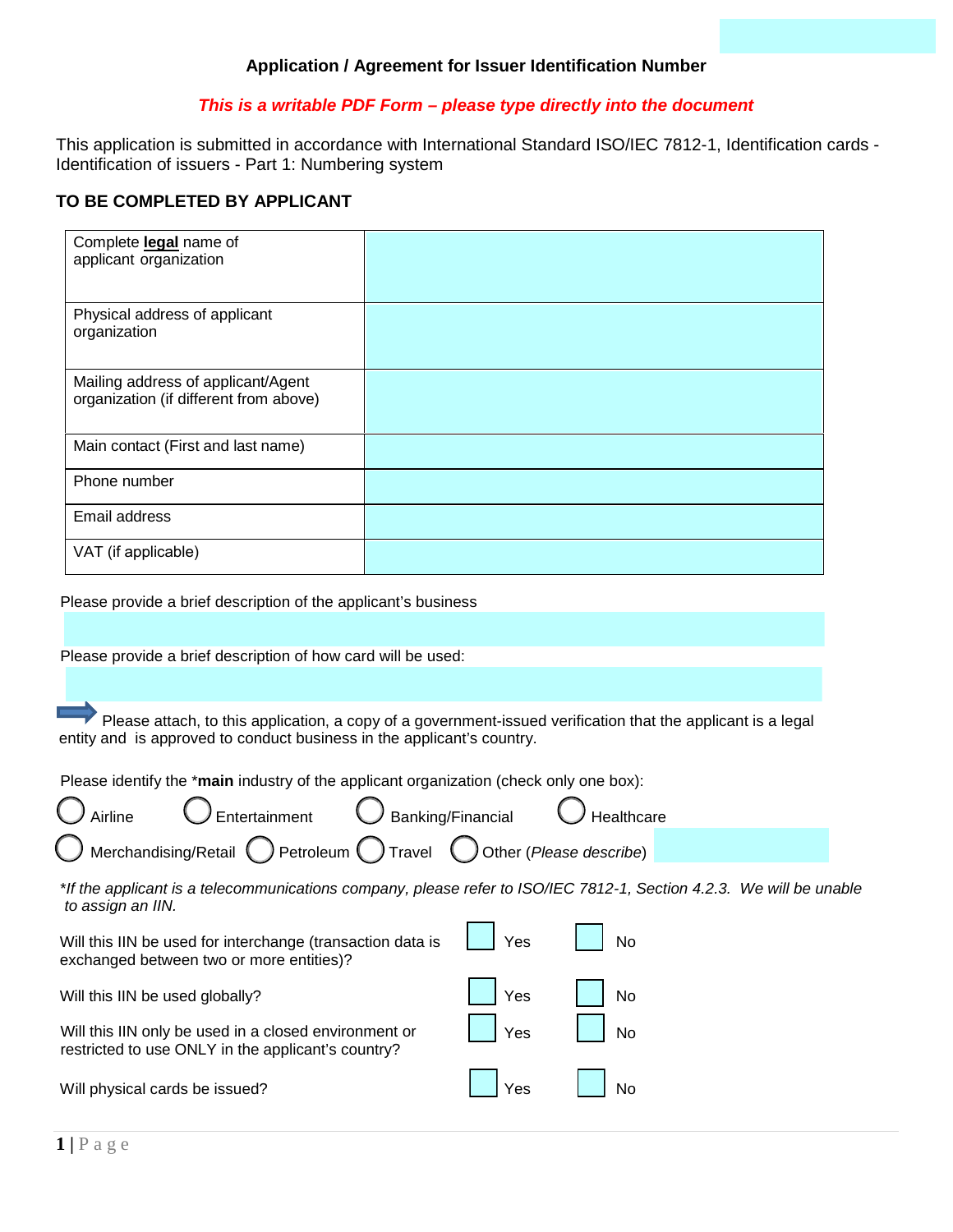## Application / Agreement for Issuer Identification Number

***This is a writable PDF Form – please type directly into the document***

This application is submitted in accordance with International Standard ISO/IEC 7812-1, Identification cards - Identification of issuers - Part 1: Numbering system

### TO BE COMPLETED BY APPLICANT

| | |
|---|---|
| Complete **legal** name of applicant organization | |
| Physical address of applicant organization | |
| Mailing address of applicant/Agent organization (if different from above) | |
| Main contact (First and last name) | |
| Phone number | |
| Email address | |
| VAT (if applicable) | |

Please provide a brief description of the applicant's business

Please provide a brief description of how card will be used:

Please attach, to this application, a copy of a government-issued verification that the applicant is a legal entity and is approved to conduct business in the applicant's country.

Please identify the ***main** industry of the applicant organization (check only one box):

- ◯ Airline
- ◯ Entertainment
- ◯ Banking/Financial
- ◯ Healthcare
- ◯ Merchandising/Retail
- ◯ Petroleum
- ◯ Travel
- ◯ Other (*Please describe*)

**If the applicant is a telecommunications company, please refer to ISO/IEC 7812-1, Section 4.2.3. We will be unable to assign an IIN.*

| | | |
|---|---|---|
| Will this IIN be used for interchange (transaction data is exchanged between two or more entities)? | ☐ Yes | ☐ No |
| Will this IIN be used globally? | ☐ Yes | ☐ No |
| Will this IIN only be used in a closed environment or restricted to use ONLY in the applicant's country? | ☐ Yes | ☐ No |
| Will physical cards be issued? | ☐ Yes | ☐ No |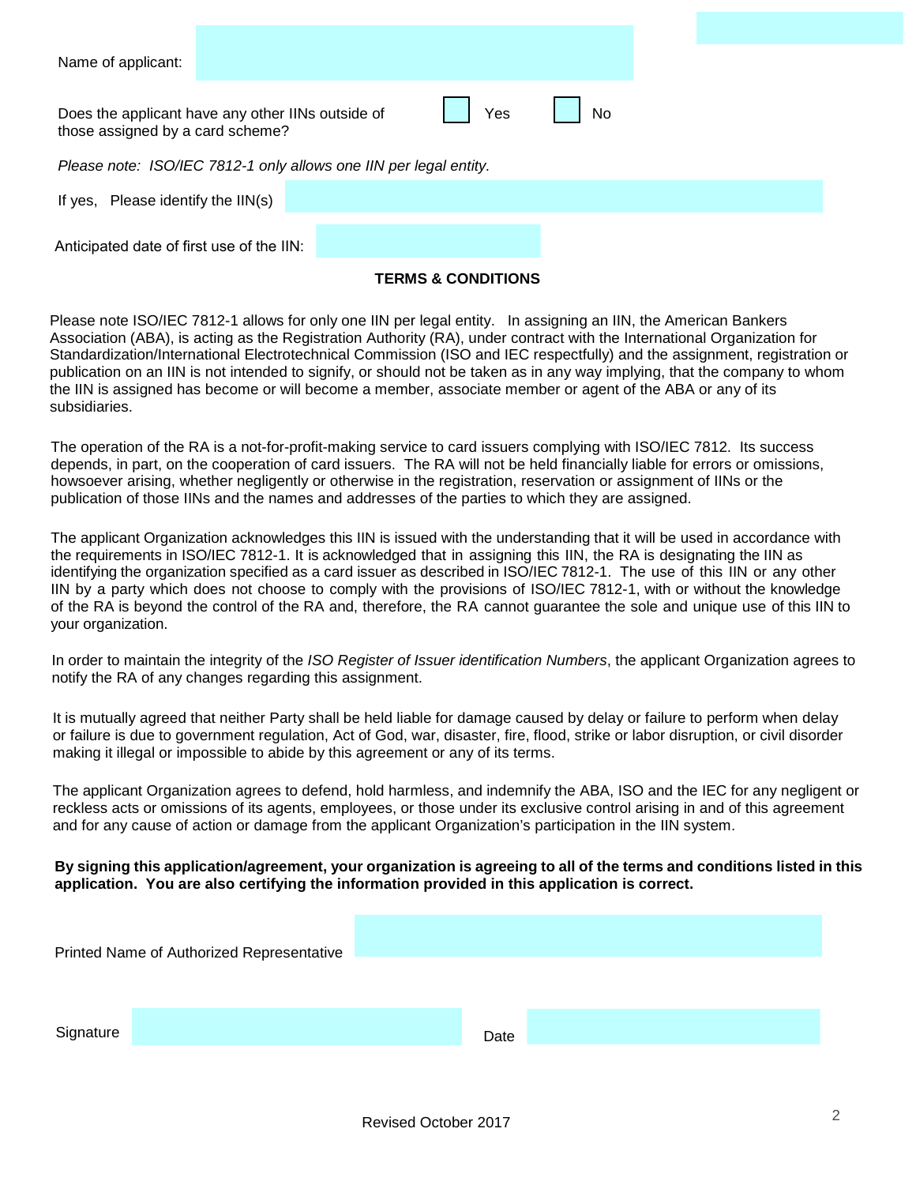Name of applicant:

Does the applicant have any other IINs outside of those assigned by a card scheme? ☐ Yes ☐ No

*Please note: ISO/IEC 7812-1 only allows one IIN per legal entity.*

If yes, Please identify the IIN(s)

Anticipated date of first use of the IIN:

**TERMS & CONDITIONS**

Please note ISO/IEC 7812-1 allows for only one IIN per legal entity. In assigning an IIN, the American Bankers Association (ABA), is acting as the Registration Authority (RA), under contract with the International Organization for Standardization/International Electrotechnical Commission (ISO and IEC respectfully) and the assignment, registration or publication on an IIN is not intended to signify, or should not be taken as in any way implying, that the company to whom the IIN is assigned has become or will become a member, associate member or agent of the ABA or any of its subsidiaries.

The operation of the RA is a not-for-profit-making service to card issuers complying with ISO/IEC 7812. Its success depends, in part, on the cooperation of card issuers. The RA will not be held financially liable for errors or omissions, howsoever arising, whether negligently or otherwise in the registration, reservation or assignment of IINs or the publication of those IINs and the names and addresses of the parties to which they are assigned.

The applicant Organization acknowledges this IIN is issued with the understanding that it will be used in accordance with the requirements in ISO/IEC 7812-1. It is acknowledged that in assigning this IIN, the RA is designating the IIN as identifying the organization specified as a card issuer as described in ISO/IEC 7812-1. The use of this IIN or any other IIN by a party which does not choose to comply with the provisions of ISO/IEC 7812-1, with or without the knowledge of the RA is beyond the control of the RA and, therefore, the RA cannot guarantee the sole and unique use of this IIN to your organization.

In order to maintain the integrity of the *ISO Register of Issuer identification Numbers*, the applicant Organization agrees to notify the RA of any changes regarding this assignment.

It is mutually agreed that neither Party shall be held liable for damage caused by delay or failure to perform when delay or failure is due to government regulation, Act of God, war, disaster, fire, flood, strike or labor disruption, or civil disorder making it illegal or impossible to abide by this agreement or any of its terms.

The applicant Organization agrees to defend, hold harmless, and indemnify the ABA, ISO and the IEC for any negligent or reckless acts or omissions of its agents, employees, or those under its exclusive control arising in and of this agreement and for any cause of action or damage from the applicant Organization's participation in the IIN system.

**By signing this application/agreement, your organization is agreeing to all of the terms and conditions listed in this application. You are also certifying the information provided in this application is correct.**

Printed Name of Authorized Representative

Signature

Date

Revised October 2017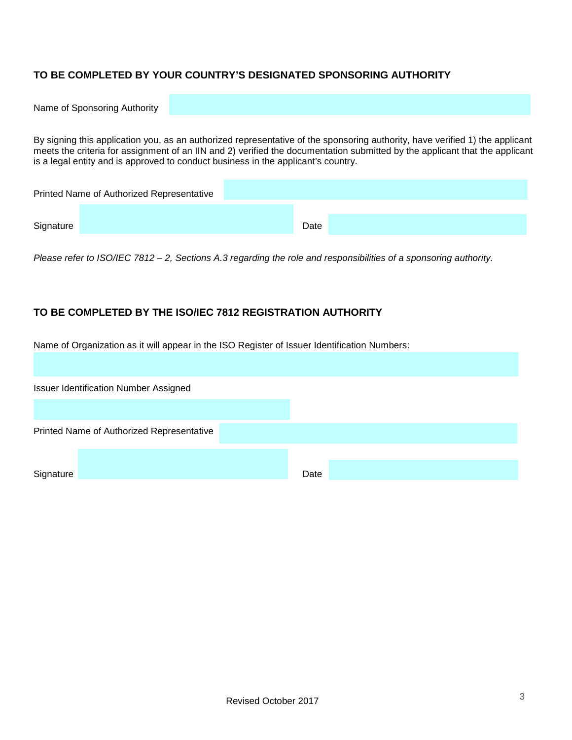### TO BE COMPLETED BY YOUR COUNTRY'S DESIGNATED SPONSORING AUTHORITY

Name of Sponsoring Authority

By signing this application you, as an authorized representative of the sponsoring authority, have verified 1) the applicant meets the criteria for assignment of an IIN and 2) verified the documentation submitted by the applicant that the applicant is a legal entity and is approved to conduct business in the applicant's country.

Printed Name of Authorized Representative

Signature

Date

*Please refer to ISO/IEC 7812 – 2, Sections A.3 regarding the role and responsibilities of a sponsoring authority.*

### TO BE COMPLETED BY THE ISO/IEC 7812 REGISTRATION AUTHORITY

Name of Organization as it will appear in the ISO Register of Issuer Identification Numbers:

Issuer Identification Number Assigned

Printed Name of Authorized Representative

Signature

Date

Revised October 2017